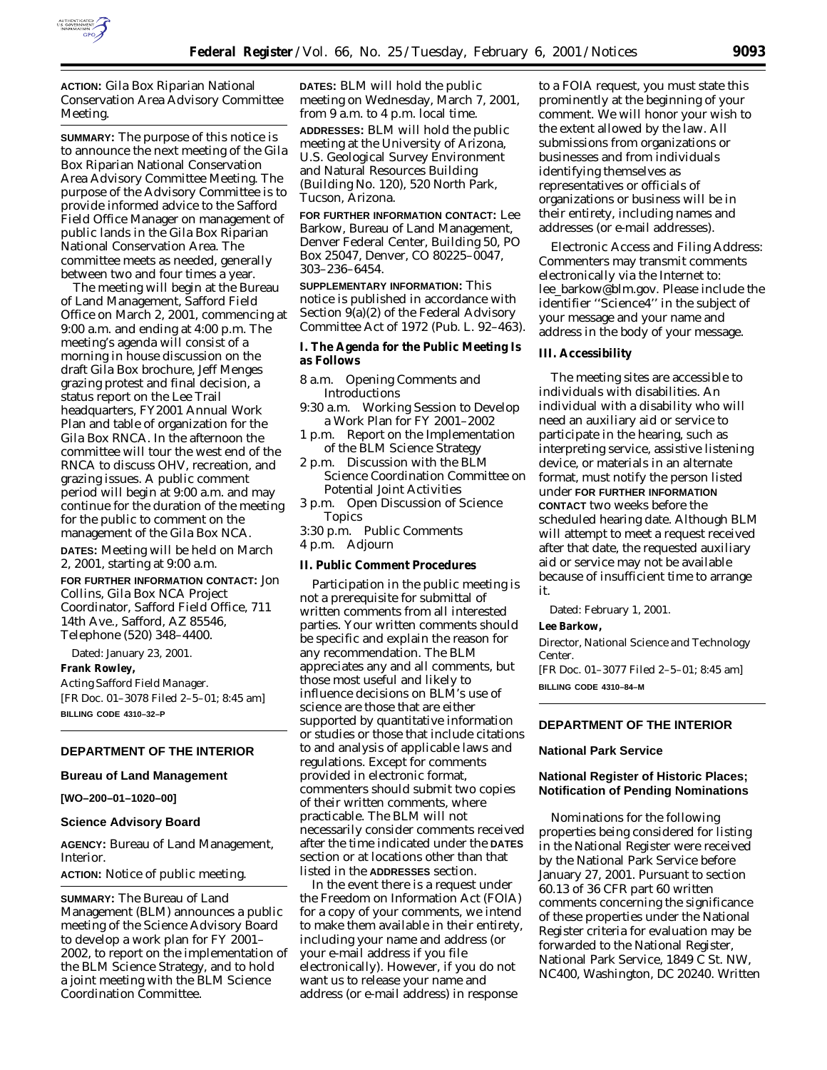**ACTION:** Gila Box Riparian National Conservation Area Advisory Committee Meeting.

**SUMMARY:** The purpose of this notice is to announce the next meeting of the Gila Box Riparian National Conservation Area Advisory Committee Meeting. The purpose of the Advisory Committee is to provide informed advice to the Safford Field Office Manager on management of public lands in the Gila Box Riparian National Conservation Area. The committee meets as needed, generally between two and four times a year.

The meeting will begin at the Bureau of Land Management, Safford Field Office on March 2, 2001, commencing at 9:00 a.m. and ending at 4:00 p.m. The meeting's agenda will consist of a morning in house discussion on the draft Gila Box brochure, Jeff Menges grazing protest and final decision, a status report on the Lee Trail headquarters, FY2001 Annual Work Plan and table of organization for the Gila Box RNCA. In the afternoon the committee will tour the west end of the RNCA to discuss OHV, recreation, and grazing issues. A public comment period will begin at 9:00 a.m. and may continue for the duration of the meeting for the public to comment on the management of the Gila Box NCA.

**DATES:** Meeting will be held on March 2, 2001, starting at 9:00 a.m.

**FOR FURTHER INFORMATION CONTACT:** Jon Collins, Gila Box NCA Project Coordinator, Safford Field Office, 711 14th Ave., Safford, AZ 85546, Telephone (520) 348–4400.

Dated: January 23, 2001.

**Frank Rowley,**

*Acting Safford Field Manager.*

[FR Doc. 01–3078 Filed 2–5–01; 8:45 am]

**BILLING CODE 4310–32–P**

---

## DEPARTMENT OF THE INTERIOR

### Bureau of Land Management

**[WO–200–01–1020–00]**

### Science Advisory Board

**AGENCY:** Bureau of Land Management, Interior.

**ACTION:** Notice of public meeting.

**SUMMARY:** The Bureau of Land Management (BLM) announces a public meeting of the Science Advisory Board to develop a work plan for FY 2001–2002, to report on the implementation of the BLM Science Strategy, and to hold a joint meeting with the BLM Science Coordination Committee.

**DATES:** BLM will hold the public meeting on Wednesday, March 7, 2001, from 9 a.m. to 4 p.m. local time.

**ADDRESSES:** BLM will hold the public meeting at the University of Arizona, U.S. Geological Survey Environment and Natural Resources Building (Building No. 120), 520 North Park, Tucson, Arizona.

**FOR FURTHER INFORMATION CONTACT:** Lee Barkow, Bureau of Land Management, Denver Federal Center, Building 50, PO Box 25047, Denver, CO 80225–0047, 303–236–6454.

**SUPPLEMENTARY INFORMATION:** This notice is published in accordance with Section 9(a)(2) of the Federal Advisory Committee Act of 1972 (Pub. L. 92–463).

#### I. The Agenda for the Public Meeting Is as Follows

- 8 a.m. Opening Comments and Introductions
- 9:30 a.m. Working Session to Develop a Work Plan for FY 2001–2002
- 1 p.m. Report on the Implementation of the BLM Science Strategy
- 2 p.m. Discussion with the BLM Science Coordination Committee on Potential Joint Activities
- 3 p.m. Open Discussion of Science Topics
- 3:30 p.m. Public Comments
- 4 p.m. Adjourn

#### II. Public Comment Procedures

Participation in the public meeting is not a prerequisite for submittal of written comments from all interested parties. Your written comments should be specific and explain the reason for any recommendation. The BLM appreciates any and all comments, but those most useful and likely to influence decisions on BLM's use of science are those that are either supported by quantitative information or studies or those that include citations to and analysis of applicable laws and regulations. Except for comments provided in electronic format, commenters should submit two copies of their written comments, where practicable. The BLM will not necessarily consider comments received after the time indicated under the **DATES** section or at locations other than that listed in the **ADDRESSES** section.

In the event there is a request under the Freedom on Information Act (FOIA) for a copy of your comments, we intend to make them available in their entirety, including your name and address (or your e-mail address if you file electronically). However, if you do not want us to release your name and address (or e-mail address) in response to a FOIA request, you must state this prominently at the beginning of your comment. We will honor your wish to the extent allowed by the law. All submissions from organizations or businesses and from individuals identifying themselves as representatives or officials of organizations or business will be in their entirety, including names and addresses (or e-mail addresses).

Electronic Access and Filing Address: Commenters may transmit comments electronically via the Internet to: lee_barkow@blm.gov. Please include the identifier "Science4" in the subject of your message and your name and address in the body of your message.

#### III. Accessibility

The meeting sites are accessible to individuals with disabilities. An individual with a disability who will need an auxiliary aid or service to participate in the hearing, such as interpreting service, assistive listening device, or materials in an alternate format, must notify the person listed under **FOR FURTHER INFORMATION CONTACT** two weeks before the scheduled hearing date. Although BLM will attempt to meet a request received after that date, the requested auxiliary aid or service may not be available because of insufficient time to arrange it.

Dated: February 1, 2001.

**Lee Barkow,**

*Director, National Science and Technology Center.*

[FR Doc. 01–3077 Filed 2–5–01; 8:45 am]

**BILLING CODE 4310–84–M**

---

## DEPARTMENT OF THE INTERIOR

### National Park Service

### National Register of Historic Places; Notification of Pending Nominations

Nominations for the following properties being considered for listing in the National Register were received by the National Park Service before January 27, 2001. Pursuant to section 60.13 of 36 CFR part 60 written comments concerning the significance of these properties under the National Register criteria for evaluation may be forwarded to the National Register, National Park Service, 1849 C St. NW, NC400, Washington, DC 20240. Written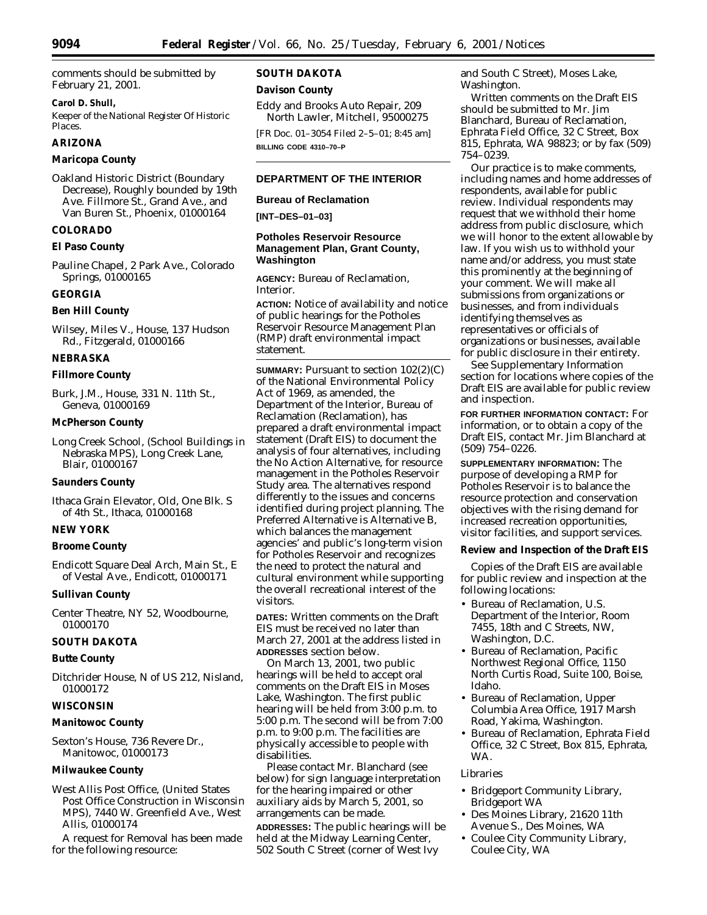comments should be submitted by February 21, 2001.

**Carol D. Shull,**

*Keeper of the National Register Of Historic Places.*

## ARIZONA

### Maricopa County

Oakland Historic District (Boundary Decrease), Roughly bounded by 19th Ave. Fillmore St., Grand Ave., and Van Buren St., Phoenix, 01000164

## COLORADO

### El Paso County

Pauline Chapel, 2 Park Ave., Colorado Springs, 01000165

## GEORGIA

### Ben Hill County

Wilsey, Miles V., House, 137 Hudson Rd., Fitzgerald, 01000166

## NEBRASKA

### Fillmore County

Burk, J.M., House, 331 N. 11th St., Geneva, 01000169

### McPherson County

Long Creek School, (School Buildings in Nebraska MPS), Long Creek Lane, Blair, 01000167

### Saunders County

Ithaca Grain Elevator, Old, One Blk. S of 4th St., Ithaca, 01000168

## NEW YORK

### Broome County

Endicott Square Deal Arch, Main St., E of Vestal Ave., Endicott, 01000171

### Sullivan County

Center Theatre, NY 52, Woodbourne, 01000170

## SOUTH DAKOTA

### Butte County

Ditchrider House, N of US 212, Nisland, 01000172

## WISCONSIN

### Manitowoc County

Sexton's House, 736 Revere Dr., Manitowoc, 01000173

### Milwaukee County

West Allis Post Office, (United States Post Office Construction in Wisconsin MPS), 7440 W. Greenfield Ave., West Allis, 01000174

A request for Removal has been made for the following resource:

## SOUTH DAKOTA

### Davison County

Eddy and Brooks Auto Repair, 209 North Lawler, Mitchell, 95000275

[FR Doc. 01–3054 Filed 2–5–01; 8:45 am]

**BILLING CODE 4310–70–P**

---

# DEPARTMENT OF THE INTERIOR

## Bureau of Reclamation

**[INT–DES–01–03]**

## Potholes Reservoir Resource Management Plan, Grant County, Washington

**AGENCY:** Bureau of Reclamation, Interior.

**ACTION:** Notice of availability and notice of public hearings for the Potholes Reservoir Resource Management Plan (RMP) draft environmental impact statement.

**SUMMARY:** Pursuant to section 102(2)(C) of the National Environmental Policy Act of 1969, as amended, the Department of the Interior, Bureau of Reclamation (Reclamation), has prepared a draft environmental impact statement (Draft EIS) to document the analysis of four alternatives, including the No Action Alternative, for resource management in the Potholes Reservoir Study area. The alternatives respond differently to the issues and concerns identified during project planning. The Preferred Alternative is Alternative B, which balances the management agencies' and public's long-term vision for Potholes Reservoir and recognizes the need to protect the natural and cultural environment while supporting the overall recreational interest of the visitors.

**DATES:** Written comments on the Draft EIS must be received no later than March 27, 2001 at the address listed in **ADDRESSES** section below.

On March 13, 2001, two public hearings will be held to accept oral comments on the Draft EIS in Moses Lake, Washington. The first public hearing will be held from 3:00 p.m. to 5:00 p.m. The second will be from 7:00 p.m. to 9:00 p.m. The facilities are physically accessible to people with disabilities.

Please contact Mr. Blanchard (see below) for sign language interpretation for the hearing impaired or other auxiliary aids by March 5, 2001, so arrangements can be made.

**ADDRESSES:** The public hearings will be held at the Midway Learning Center, 502 South C Street (corner of West Ivy and South C Street), Moses Lake, Washington.

Written comments on the Draft EIS should be submitted to Mr. Jim Blanchard, Bureau of Reclamation, Ephrata Field Office, 32 C Street, Box 815, Ephrata, WA 98823; or by fax (509) 754–0239.

Our practice is to make comments, including names and home addresses of respondents, available for public review. Individual respondents may request that we withhold their home address from public disclosure, which we will honor to the extent allowable by law. If you wish us to withhold your name and/or address, you must state this prominently at the beginning of your comment. We will make all submissions from organizations or businesses, and from individuals identifying themselves as representatives or officials of organizations or businesses, available for public disclosure in their entirety.

See Supplementary Information section for locations where copies of the Draft EIS are available for public review and inspection.

**FOR FURTHER INFORMATION CONTACT:** For information, or to obtain a copy of the Draft EIS, contact Mr. Jim Blanchard at (509) 754–0226.

**SUPPLEMENTARY INFORMATION:** The purpose of developing a RMP for Potholes Reservoir is to balance the resource protection and conservation objectives with the rising demand for increased recreation opportunities, visitor facilities, and support services.

### Review and Inspection of the Draft EIS

Copies of the Draft EIS are available for public review and inspection at the following locations:

- Bureau of Reclamation, U.S. Department of the Interior, Room 7455, 18th and C Streets, NW, Washington, D.C.
- Bureau of Reclamation, Pacific Northwest Regional Office, 1150 North Curtis Road, Suite 100, Boise, Idaho.
- Bureau of Reclamation, Upper Columbia Area Office, 1917 Marsh Road, Yakima, Washington.
- Bureau of Reclamation, Ephrata Field Office, 32 C Street, Box 815, Ephrata, WA.

*Libraries*

- Bridgeport Community Library, Bridgeport WA
- Des Moines Library, 21620 11th Avenue S., Des Moines, WA
- Coulee City Community Library, Coulee City, WA